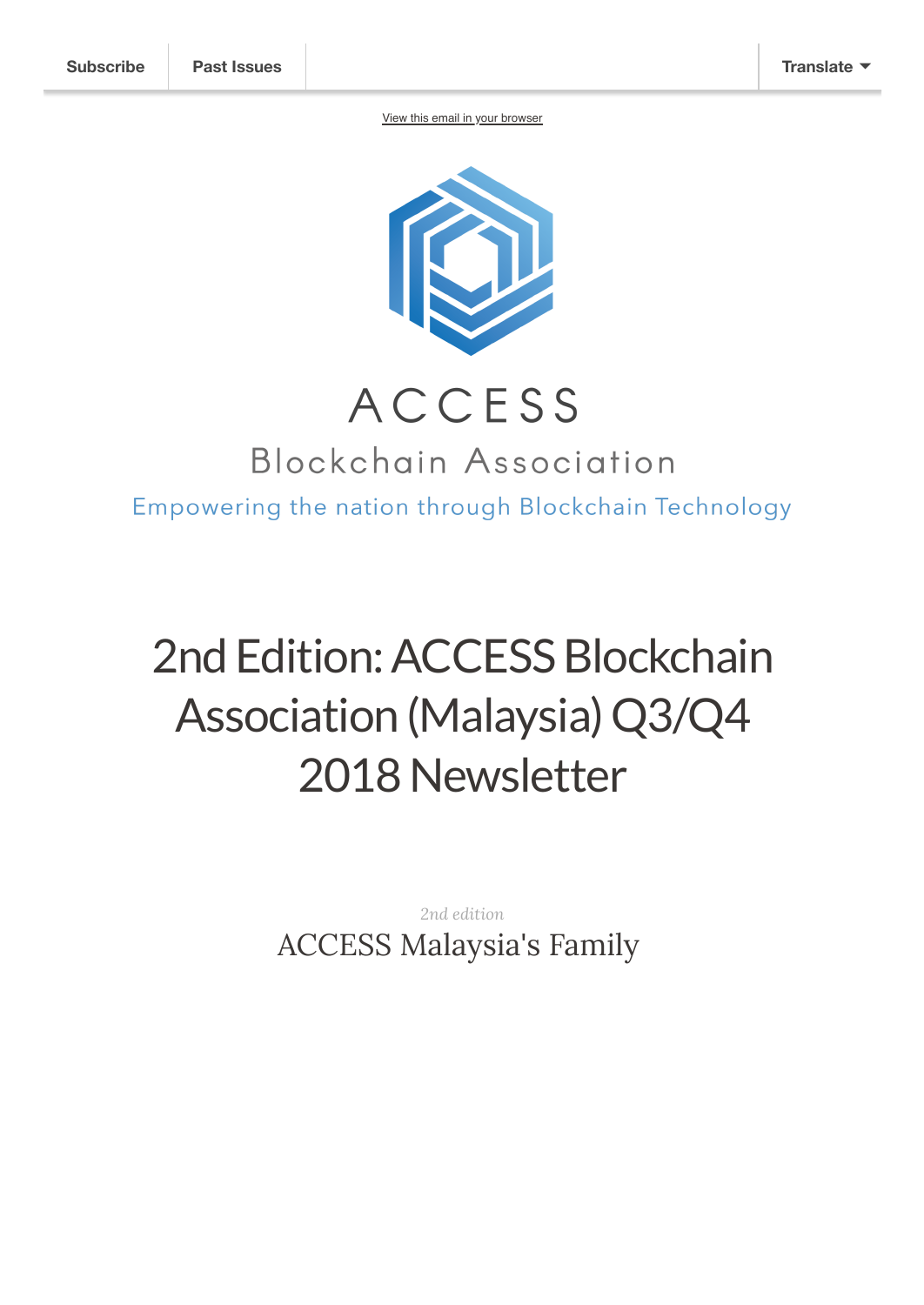Subscribe | Past Issues | Translate

View this email in your browser

ACCESS

Blockchain Association

Empowering the nation through Blockchain Technology

# 2nd Edition: ACCESS Blockchain Association (Malaysia) Q3/Q4 2018 Newsletter

*2nd edition*

## ACCESS Malaysia's Family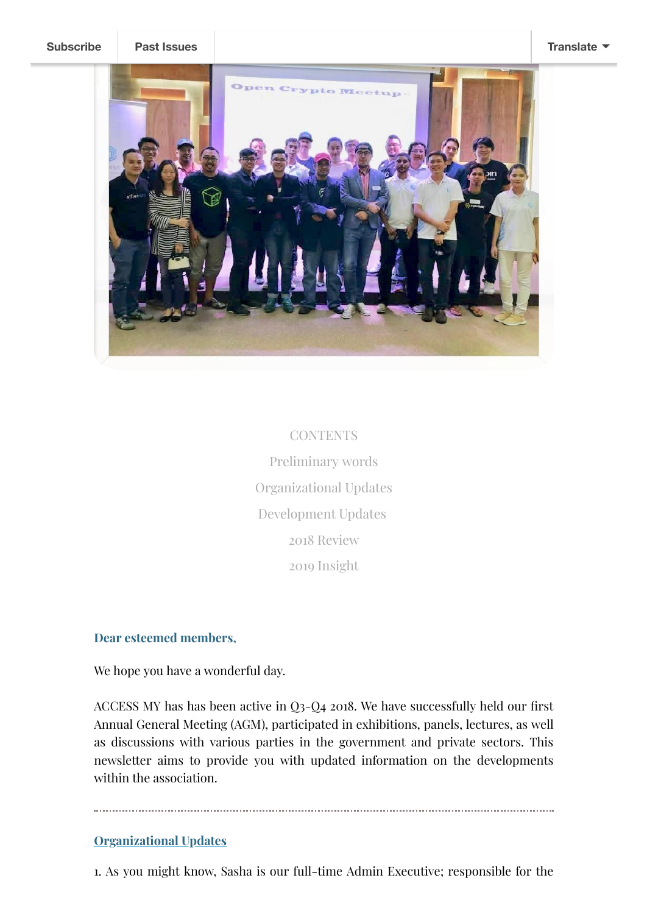Subscribe | Past Issues | Translate

CONTENTS

Preliminary words

Organizational Updates

Development Updates

2018 Review

2019 Insight

**Dear esteemed members,**

We hope you have a wonderful day.

ACCESS MY has has been active in Q3-Q4 2018. We have successfully held our first Annual General Meeting (AGM), participated in exhibitions, panels, lectures, as well as discussions with various parties in the government and private sectors. This newsletter aims to provide you with updated information on the developments within the association.

---

## Organizational Updates

1. As you might know, Sasha is our full-time Admin Executive; responsible for the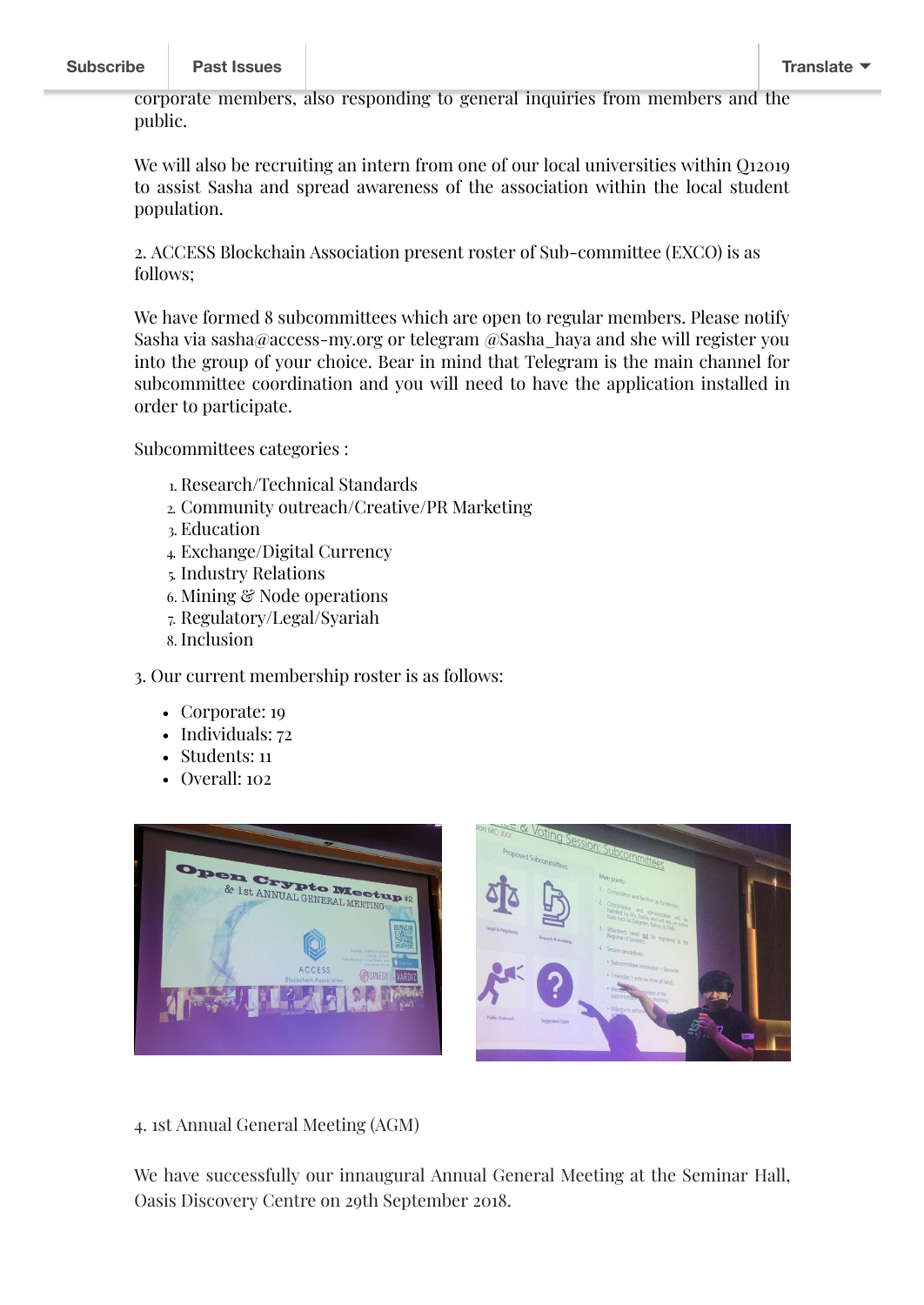corporate members, also responding to general inquiries from members and the public.

We will also be recruiting an intern from one of our local universities within Q12019 to assist Sasha and spread awareness of the association within the local student population.

2. ACCESS Blockchain Association present roster of Sub-committee (EXCO) is as follows;

We have formed 8 subcommittees which are open to regular members. Please notify Sasha via sasha@access-my.org or telegram @Sasha_haya and she will register you into the group of your choice. Bear in mind that Telegram is the main channel for subcommittee coordination and you will need to have the application installed in order to participate.

Subcommittees categories :

1. Research/Technical Standards
2. Community outreach/Creative/PR Marketing
3. Education
4. Exchange/Digital Currency
5. Industry Relations
6. Mining & Node operations
7. Regulatory/Legal/Syariah
8. Inclusion

3. Our current membership roster is as follows:

- Corporate: 19
- Individuals: 72
- Students: 11
- Overall: 102

4. 1st Annual General Meeting (AGM)

We have successfully our innaugural Annual General Meeting at the Seminar Hall, Oasis Discovery Centre on 29th September 2018.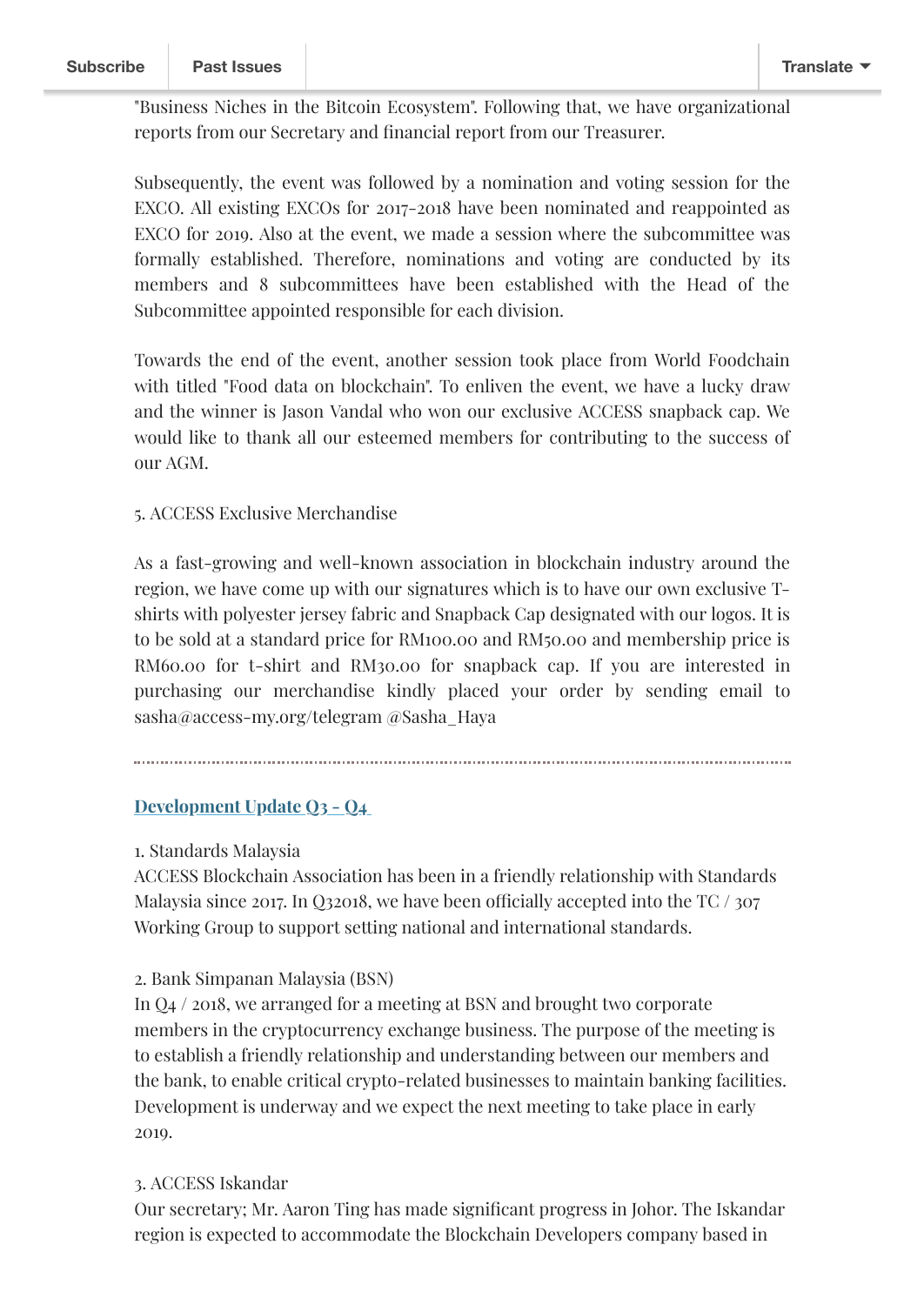"Business Niches in the Bitcoin Ecosystem". Following that, we have organizational reports from our Secretary and financial report from our Treasurer.

Subsequently, the event was followed by a nomination and voting session for the EXCO. All existing EXCOs for 2017-2018 have been nominated and reappointed as EXCO for 2019. Also at the event, we made a session where the subcommittee was formally established. Therefore, nominations and voting are conducted by its members and 8 subcommittees have been established with the Head of the Subcommittee appointed responsible for each division.

Towards the end of the event, another session took place from World Foodchain with titled "Food data on blockchain". To enliven the event, we have a lucky draw and the winner is Jason Vandal who won our exclusive ACCESS snapback cap. We would like to thank all our esteemed members for contributing to the success of our AGM.

5. ACCESS Exclusive Merchandise

As a fast-growing and well-known association in blockchain industry around the region, we have come up with our signatures which is to have our own exclusive T-shirts with polyester jersey fabric and Snapback Cap designated with our logos. It is to be sold at a standard price for RM100.00 and RM50.00 and membership price is RM60.00 for t-shirt and RM30.00 for snapback cap. If you are interested in purchasing our merchandise kindly placed your order by sending email to sasha@access-my.org/telegram @Sasha_Haya

---

## Development Update Q3 - Q4

1. Standards Malaysia
ACCESS Blockchain Association has been in a friendly relationship with Standards Malaysia since 2017. In Q32018, we have been officially accepted into the TC / 307 Working Group to support setting national and international standards.

2. Bank Simpanan Malaysia (BSN)
In Q4 / 2018, we arranged for a meeting at BSN and brought two corporate members in the cryptocurrency exchange business. The purpose of the meeting is to establish a friendly relationship and understanding between our members and the bank, to enable critical crypto-related businesses to maintain banking facilities. Development is underway and we expect the next meeting to take place in early 2019.

3. ACCESS Iskandar
Our secretary; Mr. Aaron Ting has made significant progress in Johor. The Iskandar region is expected to accommodate the Blockchain Developers company based in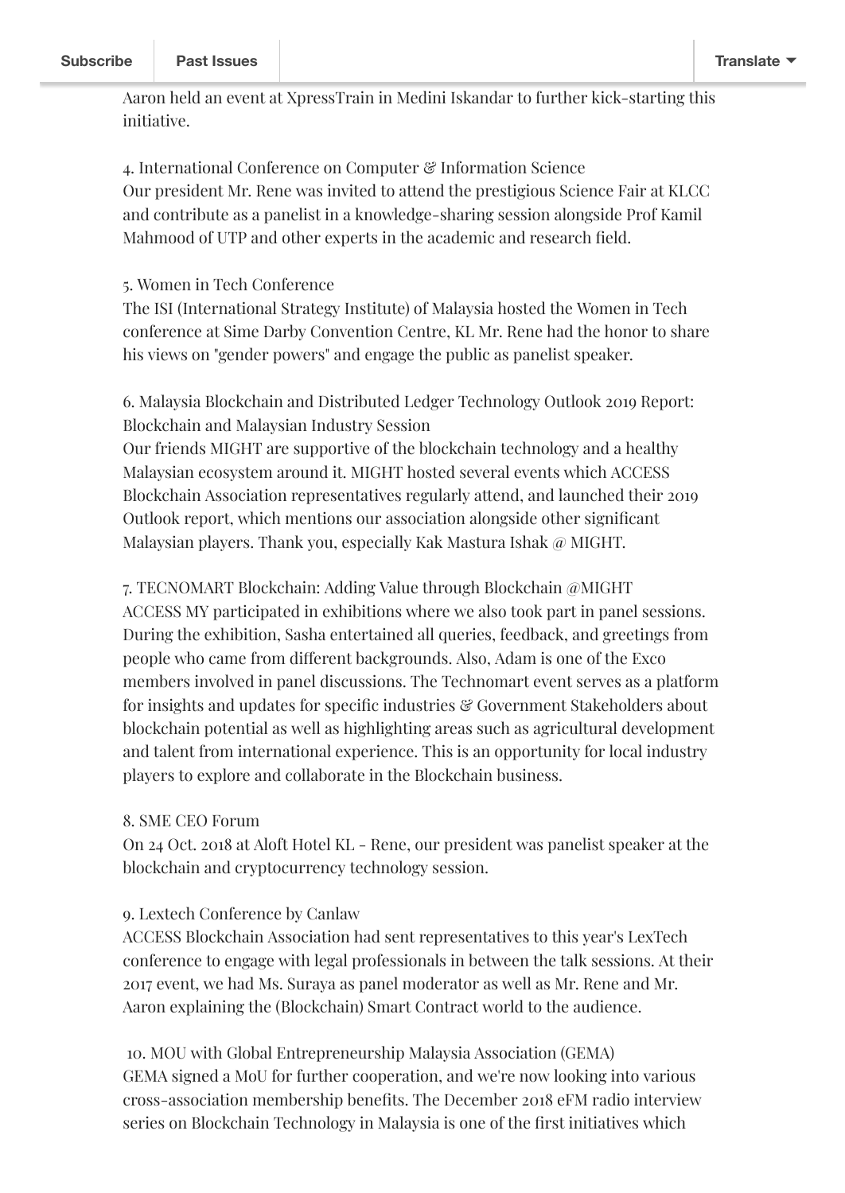Aaron held an event at XpressTrain in Medini Iskandar to further kick-starting this initiative.

4. International Conference on Computer & Information Science
Our president Mr. Rene was invited to attend the prestigious Science Fair at KLCC and contribute as a panelist in a knowledge-sharing session alongside Prof Kamil Mahmood of UTP and other experts in the academic and research field.

5. Women in Tech Conference
The ISI (International Strategy Institute) of Malaysia hosted the Women in Tech conference at Sime Darby Convention Centre, KL Mr. Rene had the honor to share his views on "gender powers" and engage the public as panelist speaker.

6. Malaysia Blockchain and Distributed Ledger Technology Outlook 2019 Report: Blockchain and Malaysian Industry Session
Our friends MIGHT are supportive of the blockchain technology and a healthy Malaysian ecosystem around it. MIGHT hosted several events which ACCESS Blockchain Association representatives regularly attend, and launched their 2019 Outlook report, which mentions our association alongside other significant Malaysian players. Thank you, especially Kak Mastura Ishak @ MIGHT.

7. TECNOMART Blockchain: Adding Value through Blockchain @MIGHT
ACCESS MY participated in exhibitions where we also took part in panel sessions. During the exhibition, Sasha entertained all queries, feedback, and greetings from people who came from different backgrounds. Also, Adam is one of the Exco members involved in panel discussions. The Technomart event serves as a platform for insights and updates for specific industries & Government Stakeholders about blockchain potential as well as highlighting areas such as agricultural development and talent from international experience. This is an opportunity for local industry players to explore and collaborate in the Blockchain business.

8. SME CEO Forum
On 24 Oct. 2018 at Aloft Hotel KL - Rene, our president was panelist speaker at the blockchain and cryptocurrency technology session.

9. Lextech Conference by Canlaw
ACCESS Blockchain Association had sent representatives to this year's LexTech conference to engage with legal professionals in between the talk sessions. At their 2017 event, we had Ms. Suraya as panel moderator as well as Mr. Rene and Mr. Aaron explaining the (Blockchain) Smart Contract world to the audience.

10. MOU with Global Entrepreneurship Malaysia Association (GEMA)
GEMA signed a MoU for further cooperation, and we're now looking into various cross-association membership benefits. The December 2018 eFM radio interview series on Blockchain Technology in Malaysia is one of the first initiatives which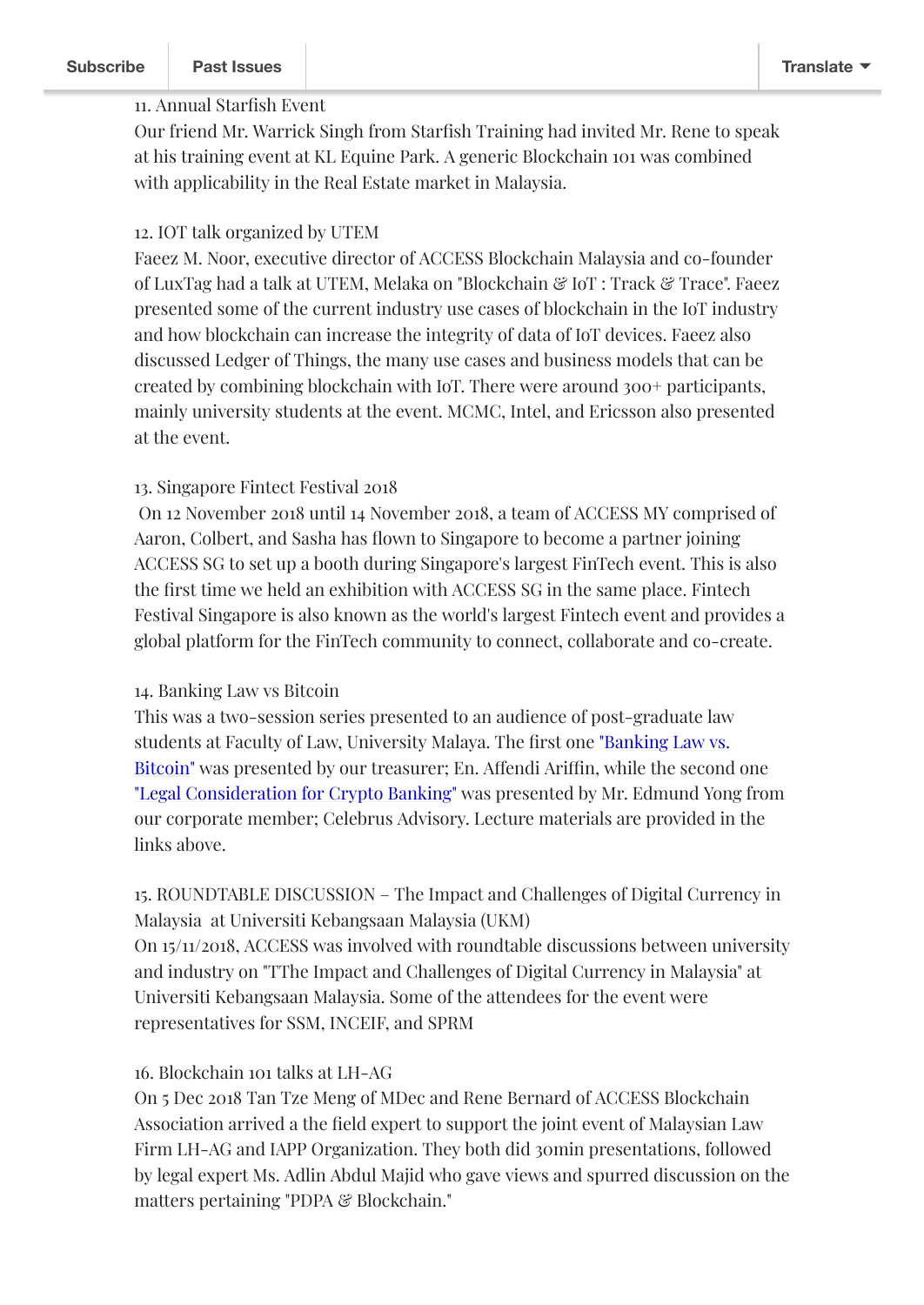11. Annual Starfish Event
Our friend Mr. Warrick Singh from Starfish Training had invited Mr. Rene to speak at his training event at KL Equine Park. A generic Blockchain 101 was combined with applicability in the Real Estate market in Malaysia.

12. IOT talk organized by UTEM
Faeez M. Noor, executive director of ACCESS Blockchain Malaysia and co-founder of LuxTag had a talk at UTEM, Melaka on "Blockchain & IoT : Track & Trace". Faeez presented some of the current industry use cases of blockchain in the IoT industry and how blockchain can increase the integrity of data of IoT devices. Faeez also discussed Ledger of Things, the many use cases and business models that can be created by combining blockchain with IoT. There were around 300+ participants, mainly university students at the event. MCMC, Intel, and Ericsson also presented at the event.

13. Singapore Fintect Festival 2018
On 12 November 2018 until 14 November 2018, a team of ACCESS MY comprised of Aaron, Colbert, and Sasha has flown to Singapore to become a partner joining ACCESS SG to set up a booth during Singapore's largest FinTech event. This is also the first time we held an exhibition with ACCESS SG in the same place. Fintech Festival Singapore is also known as the world's largest Fintech event and provides a global platform for the FinTech community to connect, collaborate and co-create.

14. Banking Law vs Bitcoin
This was a two-session series presented to an audience of post-graduate law students at Faculty of Law, University Malaya. The first one "Banking Law vs. Bitcoin" was presented by our treasurer; En. Affendi Ariffin, while the second one "Legal Consideration for Crypto Banking" was presented by Mr. Edmund Yong from our corporate member; Celebrus Advisory. Lecture materials are provided in the links above.

15. ROUNDTABLE DISCUSSION – The Impact and Challenges of Digital Currency in Malaysia at Universiti Kebangsaan Malaysia (UKM)
On 15/11/2018, ACCESS was involved with roundtable discussions between university and industry on "TThe Impact and Challenges of Digital Currency in Malaysia" at Universiti Kebangsaan Malaysia. Some of the attendees for the event were representatives for SSM, INCEIF, and SPRM

16. Blockchain 101 talks at LH-AG
On 5 Dec 2018 Tan Tze Meng of MDec and Rene Bernard of ACCESS Blockchain Association arrived a the field expert to support the joint event of Malaysian Law Firm LH-AG and IAPP Organization. They both did 30min presentations, followed by legal expert Ms. Adlin Abdul Majid who gave views and spurred discussion on the matters pertaining "PDPA & Blockchain."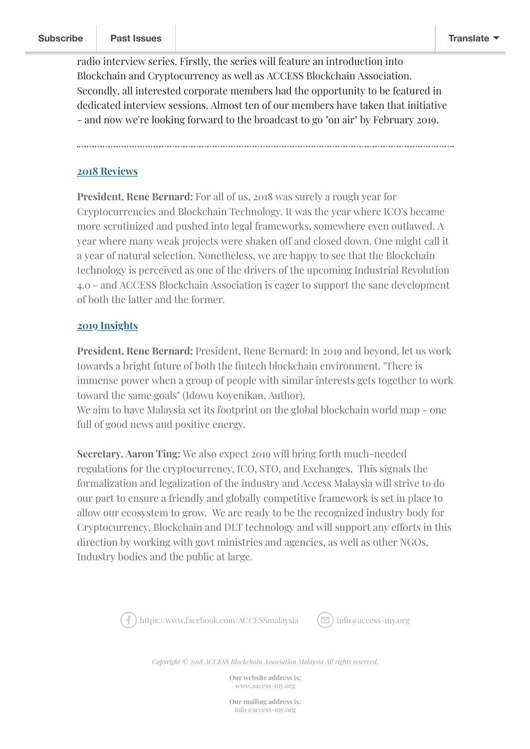radio interview series. Firstly, the series will feature an introduction into Blockchain and Cryptocurrency as well as ACCESS Blockchain Association. Secondly, all interested corporate members had the opportunity to be featured in dedicated interview sessions. Almost ten of our members have taken that initiative - and now we're looking forward to the broadcast to go "on air" by February 2019.

---

## 2018 Reviews

**President, Rene Bernard:** For all of us, 2018 was surely a rough year for Cryptocurrencies and Blockchain Technology. It was the year where ICO's became more scrutinized and pushed into legal frameworks, somewhere even outlawed. A year where many weak projects were shaken off and closed down. One might call it a year of natural selection. Nonetheless, we are happy to see that the Blockchain technology is perceived as one of the drivers of the upcoming Industrial Revolution 4.0 - and ACCESS Blockchain Association is eager to support the sane development of both the latter and the former.

## 2019 Insights

**President, Rene Bernard:** President, Rene Bernard: In 2019 and beyond, let us work towards a bright future of both the fintech blockchain environment. "There is immense power when a group of people with similar interests gets together to work toward the same goals" (Idowu Koyenikan, Author).
We aim to have Malaysia set its footprint on the global blockchain world map - one full of good news and positive energy.

**Secretary, Aaron Ting:** We also expect 2019 will bring forth much-needed regulations for the cryptocurrency, ICO, STO, and Exchanges. This signals the formalization and legalization of the industry and Access Malaysia will strive to do our part to ensure a friendly and globally competitive framework is set in place to allow our ecosystem to grow. We are ready to be the recognized industry body for Cryptocurrency, Blockchain and DLT technology and will support any efforts in this direction by working with govt ministries and agencies, as well as other NGOs, Industry bodies and the public at large.

https://www.facebook.com/ACCESSmalaysia info@access-my.org

*Copyright © 2018 ACCESS Blockchain Association Malaysia All rights reserved.*

**Our website address is:**
www.aacess-my.org

**Our mailing address is:**
info@access-my.org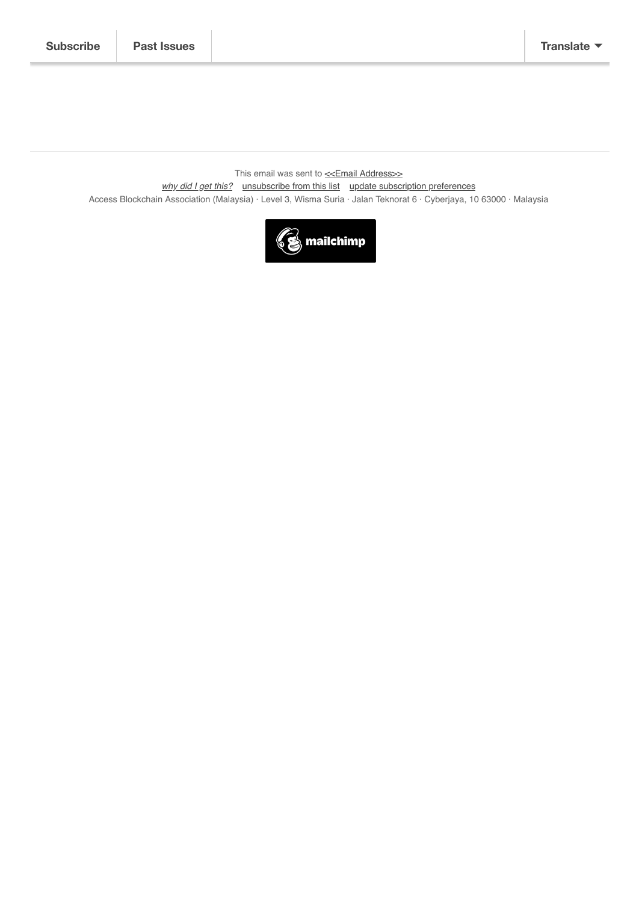Subscribe | Past Issues | Translate ▼

This email was sent to <<Email Address>>

*why did I get this?* unsubscribe from this list update subscription preferences

Access Blockchain Association (Malaysia) · Level 3, Wisma Suria · Jalan Teknorat 6 · Cyberjaya, 10 63000 · Malaysia

mailchimp